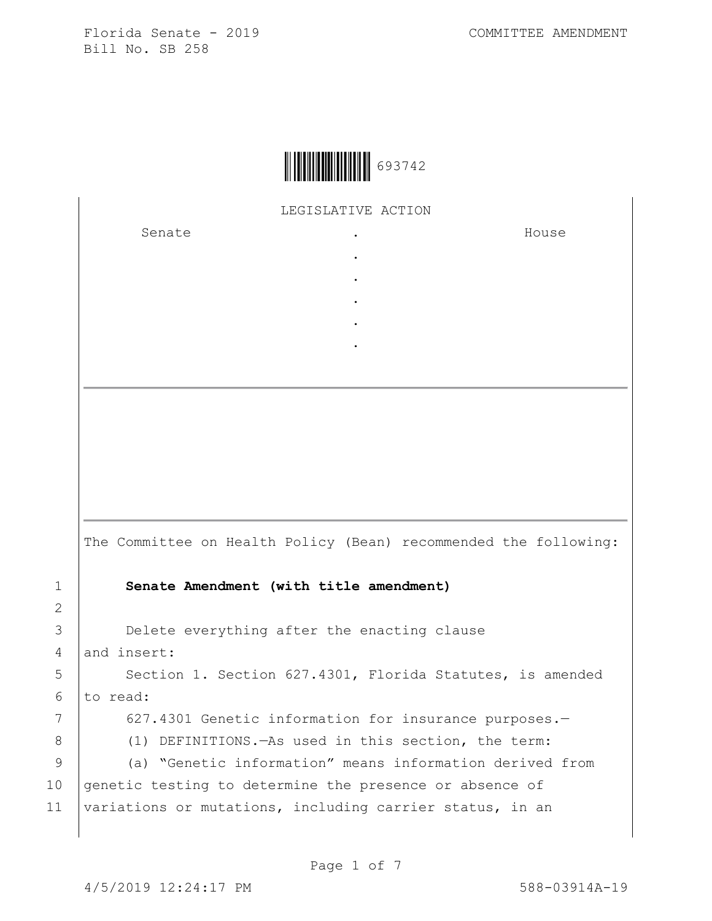Florida Senate - 2019
Bill No. SB 258

COMMITTEE AMENDMENT

693742

LEGISLATIVE ACTION

| Senate | . | House |
| --- | --- | --- |
| | . | |
| | . | |
| | . | |
| | . | |
| | . | |

The Committee on Health Policy (Bean) recommended the following:

1 **Senate Amendment (with title amendment)**

2

3 Delete everything after the enacting clause
4 and insert:
5 Section 1. Section 627.4301, Florida Statutes, is amended
6 to read:
7 627.4301 Genetic information for insurance purposes.—
8 (1) DEFINITIONS.—As used in this section, the term:
9 (a) "Genetic information" means information derived from
10 genetic testing to determine the presence or absence of
11 variations or mutations, including carrier status, in an

4/5/2019 12:24:17 PM 588-03914A-19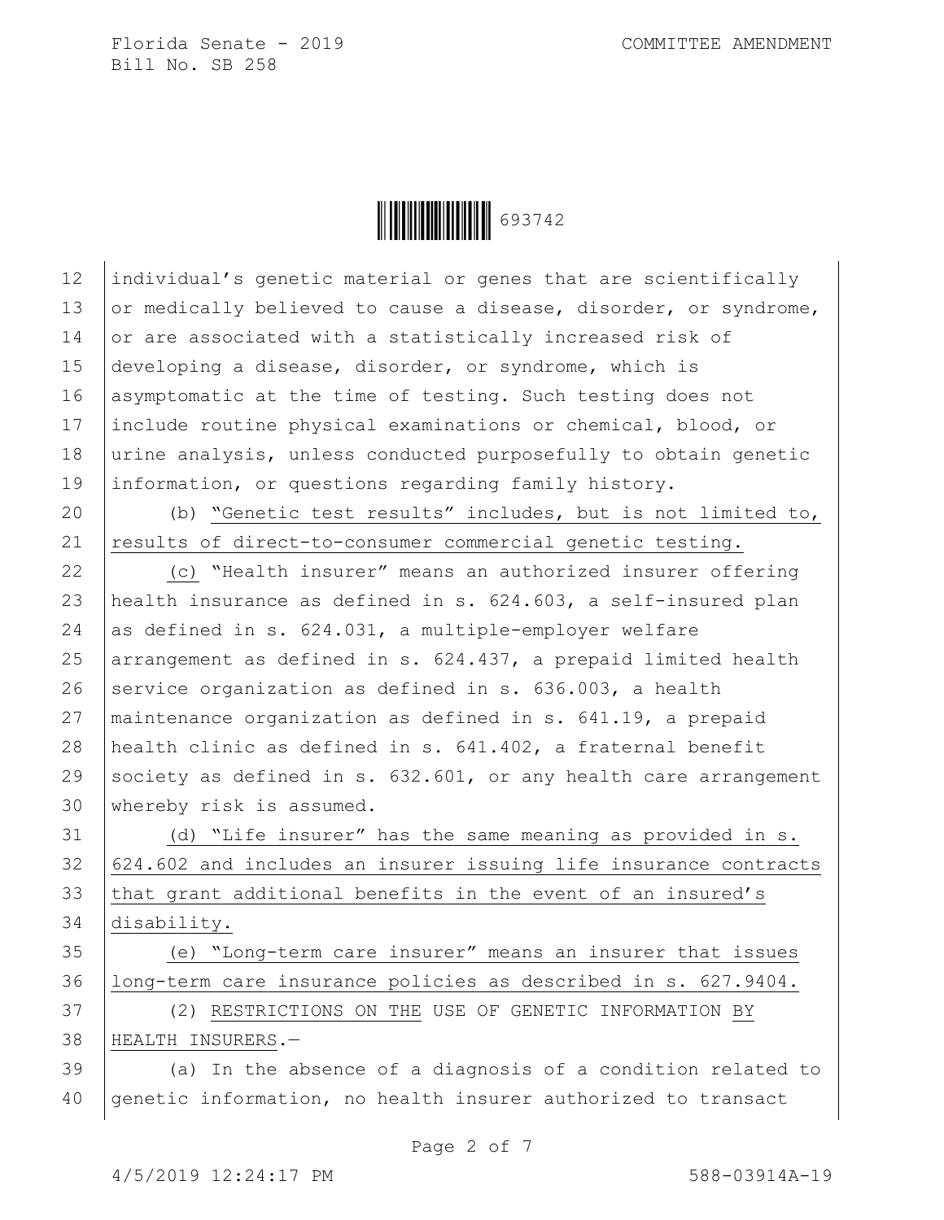individual's genetic material or genes that are scientifically or medically believed to cause a disease, disorder, or syndrome, or are associated with a statistically increased risk of developing a disease, disorder, or syndrome, which is asymptomatic at the time of testing. Such testing does not include routine physical examinations or chemical, blood, or urine analysis, unless conducted purposefully to obtain genetic information, or questions regarding family history.

(b) "Genetic test results" includes, but is not limited to, results of direct-to-consumer commercial genetic testing.

(c) "Health insurer" means an authorized insurer offering health insurance as defined in s. 624.603, a self-insured plan as defined in s. 624.031, a multiple-employer welfare arrangement as defined in s. 624.437, a prepaid limited health service organization as defined in s. 636.003, a health maintenance organization as defined in s. 641.19, a prepaid health clinic as defined in s. 641.402, a fraternal benefit society as defined in s. 632.601, or any health care arrangement whereby risk is assumed.

(d) "Life insurer" has the same meaning as provided in s. 624.602 and includes an insurer issuing life insurance contracts that grant additional benefits in the event of an insured's disability.

(e) "Long-term care insurer" means an insurer that issues long-term care insurance policies as described in s. 627.9404.

(2) RESTRICTIONS ON THE USE OF GENETIC INFORMATION BY HEALTH INSURERS.—

(a) In the absence of a diagnosis of a condition related to genetic information, no health insurer authorized to transact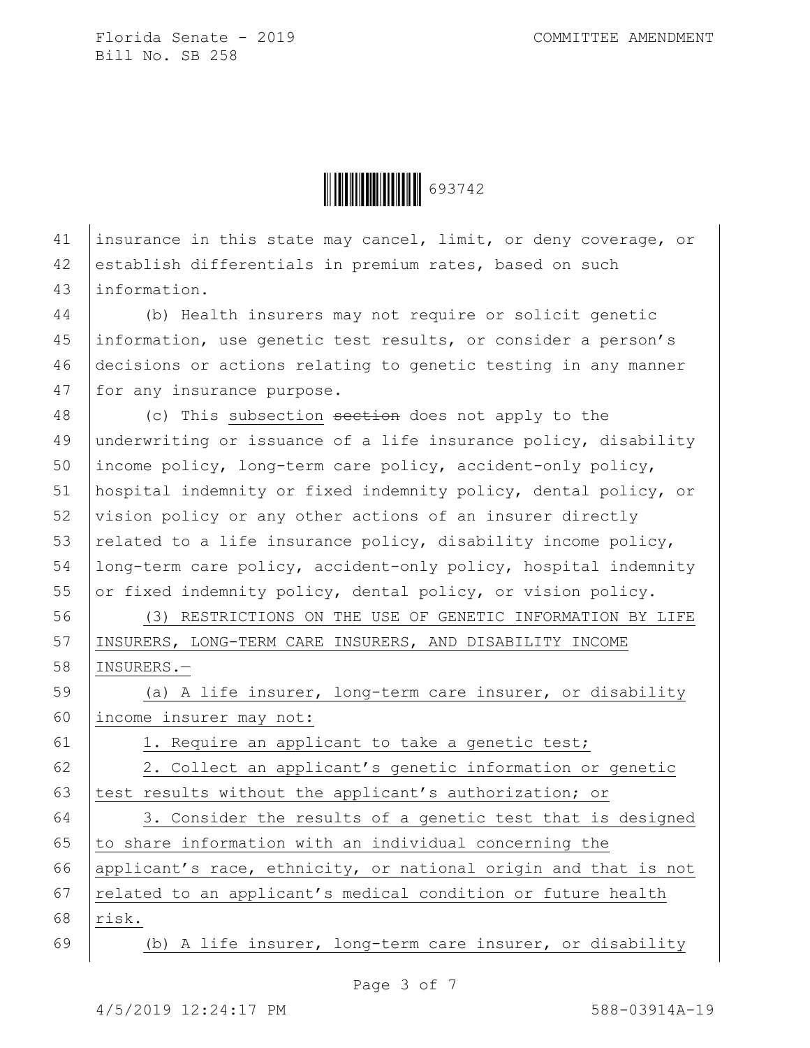insurance in this state may cancel, limit, or deny coverage, or establish differentials in premium rates, based on such information.

(b) Health insurers may not require or solicit genetic information, use genetic test results, or consider a person's decisions or actions relating to genetic testing in any manner for any insurance purpose.

(c) This <u>subsection</u> ~~section~~ does not apply to the underwriting or issuance of a life insurance policy, disability income policy, long-term care policy, accident-only policy, hospital indemnity or fixed indemnity policy, dental policy, or vision policy or any other actions of an insurer directly related to a life insurance policy, disability income policy, long-term care policy, accident-only policy, hospital indemnity or fixed indemnity policy, dental policy, or vision policy.

<u>(3) RESTRICTIONS ON THE USE OF GENETIC INFORMATION BY LIFE INSURERS, LONG-TERM CARE INSURERS, AND DISABILITY INCOME INSURERS.—</u>

<u>(a) A life insurer, long-term care insurer, or disability income insurer may not:</u>

<u>1. Require an applicant to take a genetic test;</u>

<u>2. Collect an applicant's genetic information or genetic test results without the applicant's authorization; or</u>

<u>3. Consider the results of a genetic test that is designed to share information with an individual concerning the applicant's race, ethnicity, or national origin and that is not related to an applicant's medical condition or future health risk.</u>

<u>(b) A life insurer, long-term care insurer, or disability</u>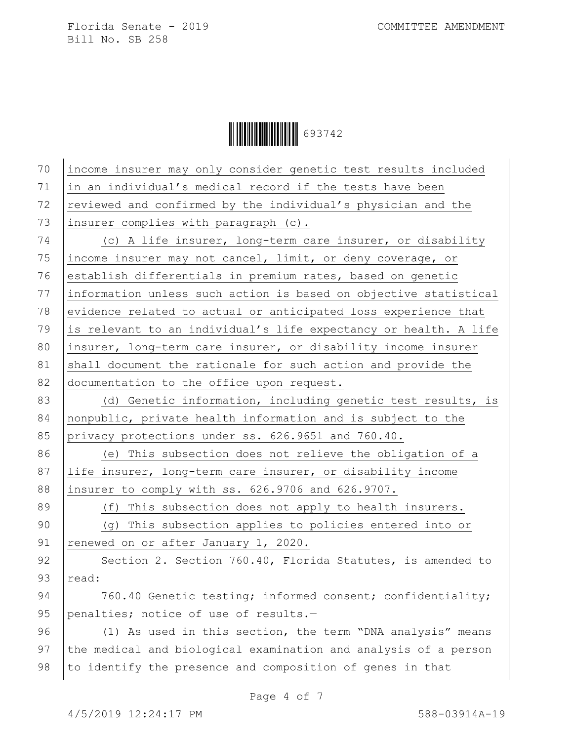income insurer may only consider genetic test results included in an individual's medical record if the tests have been reviewed and confirmed by the individual's physician and the insurer complies with paragraph (c).

(c) A life insurer, long-term care insurer, or disability income insurer may not cancel, limit, or deny coverage, or establish differentials in premium rates, based on genetic information unless such action is based on objective statistical evidence related to actual or anticipated loss experience that is relevant to an individual's life expectancy or health. A life insurer, long-term care insurer, or disability income insurer shall document the rationale for such action and provide the documentation to the office upon request.

(d) Genetic information, including genetic test results, is nonpublic, private health information and is subject to the privacy protections under ss. 626.9651 and 760.40.

(e) This subsection does not relieve the obligation of a life insurer, long-term care insurer, or disability income insurer to comply with ss. 626.9706 and 626.9707.

(f) This subsection does not apply to health insurers.

(g) This subsection applies to policies entered into or renewed on or after January 1, 2020.

Section 2. Section 760.40, Florida Statutes, is amended to read:

760.40 Genetic testing; informed consent; confidentiality; penalties; notice of use of results.—

(1) As used in this section, the term "DNA analysis" means the medical and biological examination and analysis of a person to identify the presence and composition of genes in that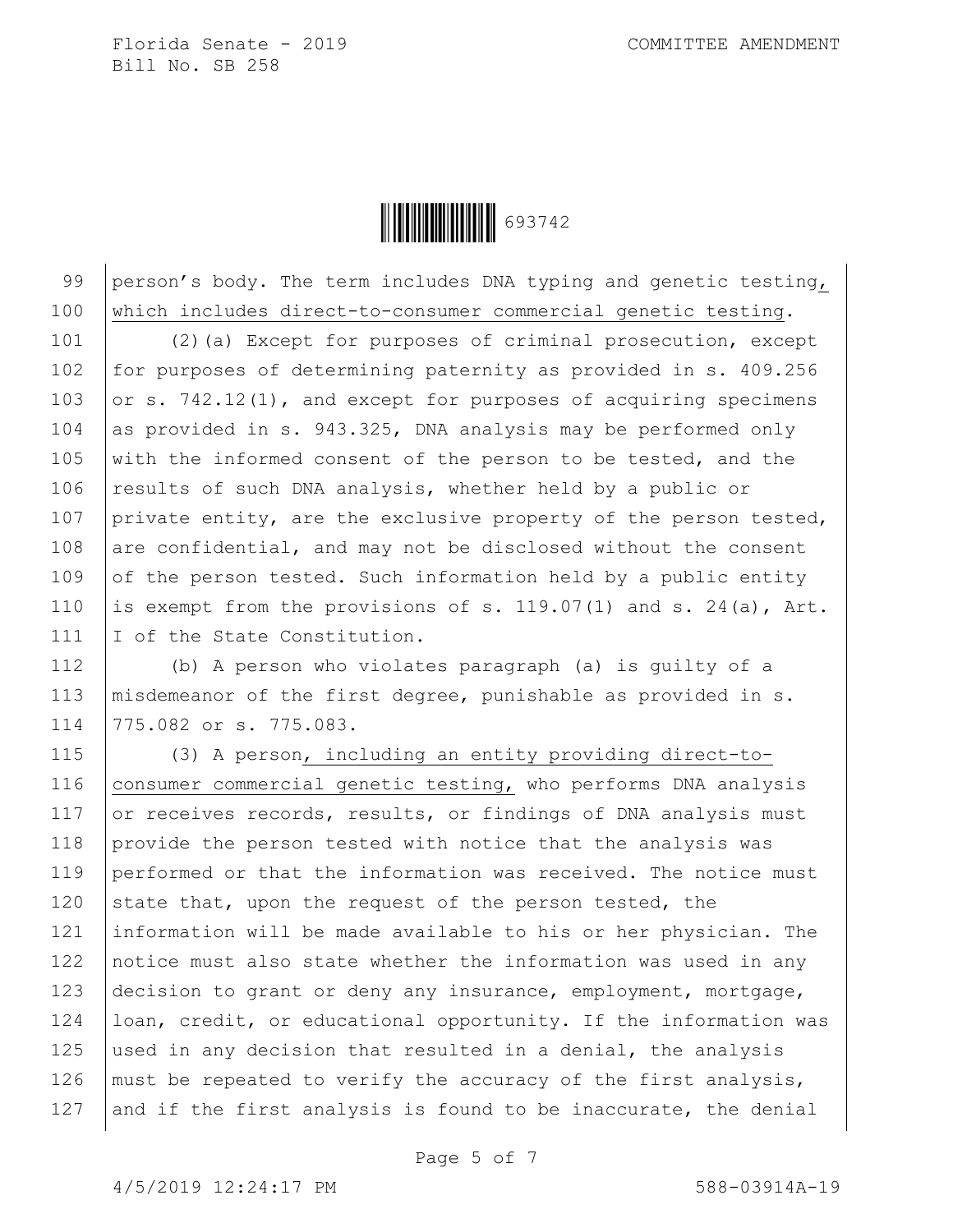person's body. The term includes DNA typing and genetic testing, which includes direct-to-consumer commercial genetic testing.

(2)(a) Except for purposes of criminal prosecution, except for purposes of determining paternity as provided in s. 409.256 or s. 742.12(1), and except for purposes of acquiring specimens as provided in s. 943.325, DNA analysis may be performed only with the informed consent of the person to be tested, and the results of such DNA analysis, whether held by a public or private entity, are the exclusive property of the person tested, are confidential, and may not be disclosed without the consent of the person tested. Such information held by a public entity is exempt from the provisions of s. 119.07(1) and s. 24(a), Art. I of the State Constitution.

(b) A person who violates paragraph (a) is guilty of a misdemeanor of the first degree, punishable as provided in s. 775.082 or s. 775.083.

(3) A person, including an entity providing direct-to-consumer commercial genetic testing, who performs DNA analysis or receives records, results, or findings of DNA analysis must provide the person tested with notice that the analysis was performed or that the information was received. The notice must state that, upon the request of the person tested, the information will be made available to his or her physician. The notice must also state whether the information was used in any decision to grant or deny any insurance, employment, mortgage, loan, credit, or educational opportunity. If the information was used in any decision that resulted in a denial, the analysis must be repeated to verify the accuracy of the first analysis, and if the first analysis is found to be inaccurate, the denial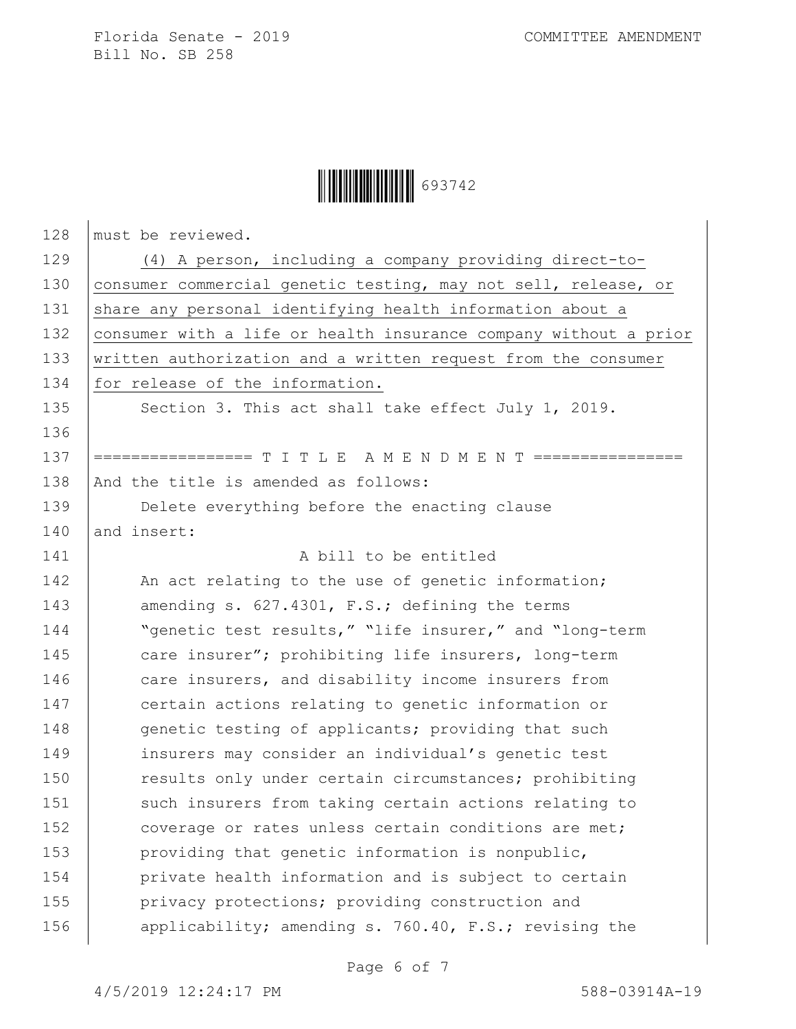must be reviewed.

(4) A person, including a company providing direct-to-consumer commercial genetic testing, may not sell, release, or share any personal identifying health information about a consumer with a life or health insurance company without a prior written authorization and a written request from the consumer for release of the information.

Section 3. This act shall take effect July 1, 2019.

================= T I T L E A M E N D M E N T ================

And the title is amended as follows:

Delete everything before the enacting clause and insert:

A bill to be entitled

An act relating to the use of genetic information; amending s. 627.4301, F.S.; defining the terms "genetic test results," "life insurer," and "long-term care insurer"; prohibiting life insurers, long-term care insurers, and disability income insurers from certain actions relating to genetic information or genetic testing of applicants; providing that such insurers may consider an individual's genetic test results only under certain circumstances; prohibiting such insurers from taking certain actions relating to coverage or rates unless certain conditions are met; providing that genetic information is nonpublic, private health information and is subject to certain privacy protections; providing construction and applicability; amending s. 760.40, F.S.; revising the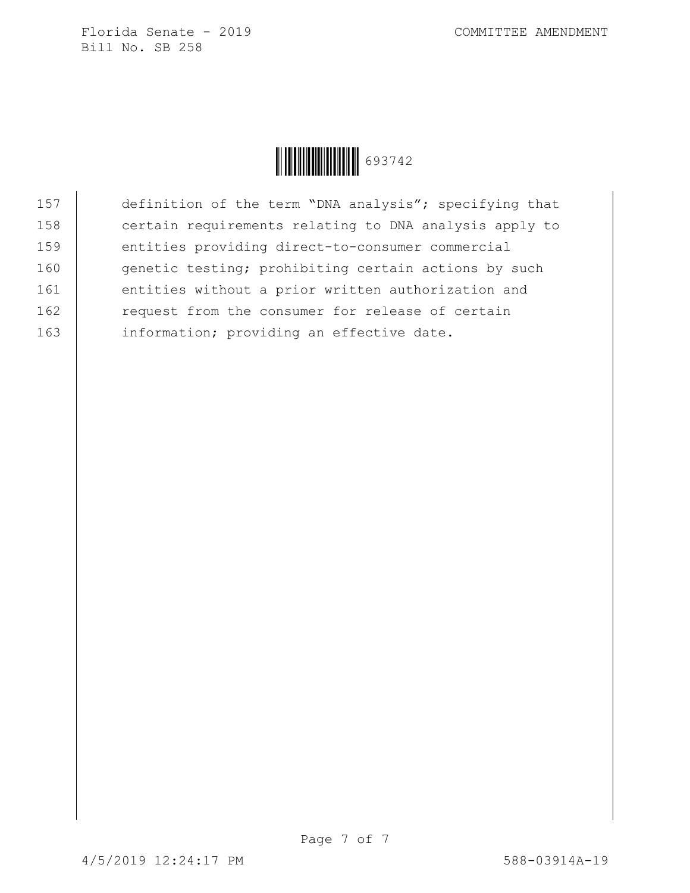157 definition of the term "DNA analysis"; specifying that
158 certain requirements relating to DNA analysis apply to
159 entities providing direct-to-consumer commercial
160 genetic testing; prohibiting certain actions by such
161 entities without a prior written authorization and
162 request from the consumer for release of certain
163 information; providing an effective date.